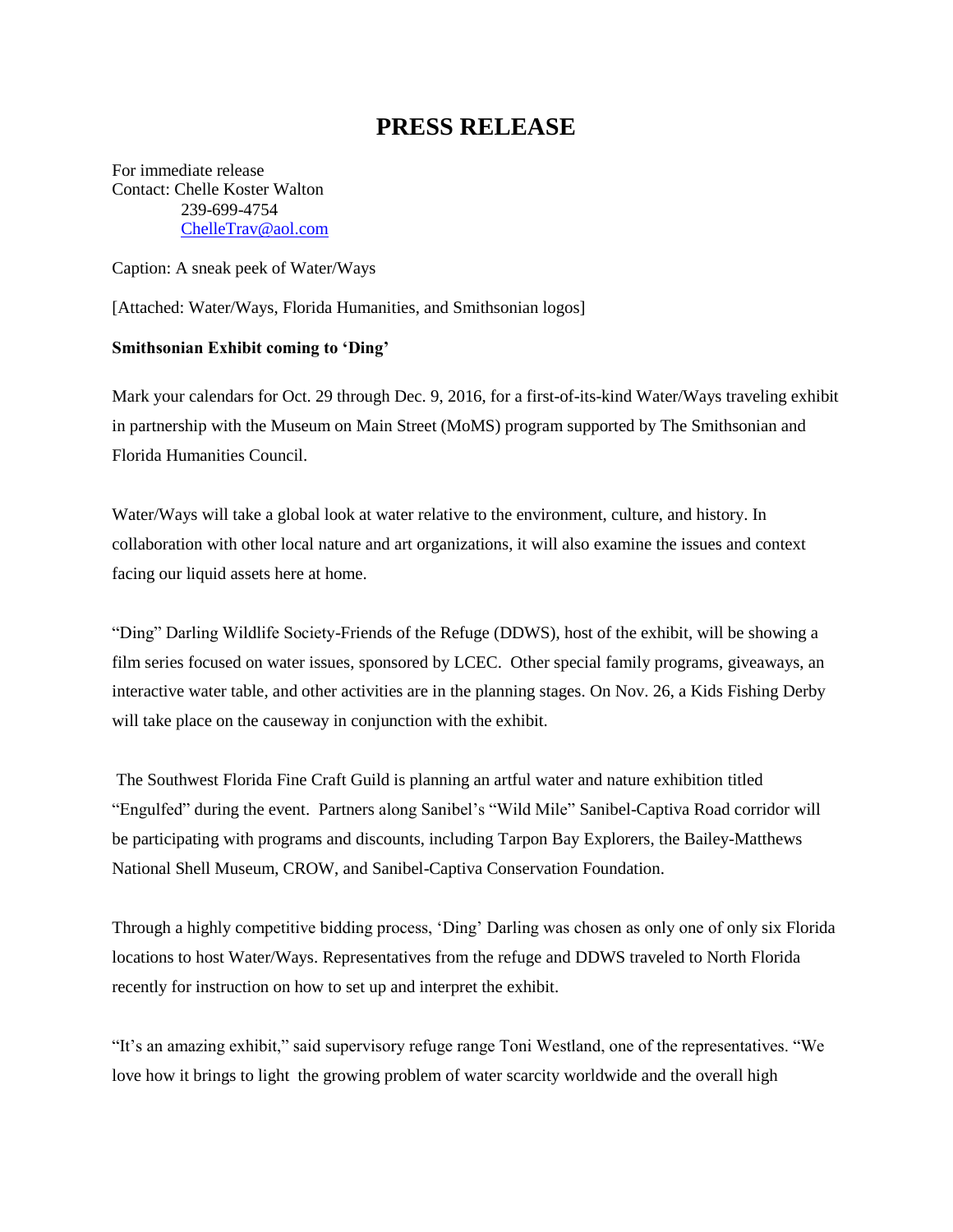# PRESS RELEASE

For immediate release
Contact: Chelle Koster Walton
239-699-4754
ChelleTrav@aol.com

Caption: A sneak peek of Water/Ways

[Attached: Water/Ways, Florida Humanities, and Smithsonian logos]

**Smithsonian Exhibit coming to 'Ding'**

Mark your calendars for Oct. 29 through Dec. 9, 2016, for a first-of-its-kind Water/Ways traveling exhibit in partnership with the Museum on Main Street (MoMS) program supported by The Smithsonian and Florida Humanities Council.

Water/Ways will take a global look at water relative to the environment, culture, and history. In collaboration with other local nature and art organizations, it will also examine the issues and context facing our liquid assets here at home.

"Ding" Darling Wildlife Society-Friends of the Refuge (DDWS), host of the exhibit, will be showing a film series focused on water issues, sponsored by LCEC. Other special family programs, giveaways, an interactive water table, and other activities are in the planning stages. On Nov. 26, a Kids Fishing Derby will take place on the causeway in conjunction with the exhibit.

The Southwest Florida Fine Craft Guild is planning an artful water and nature exhibition titled "Engulfed" during the event. Partners along Sanibel's "Wild Mile" Sanibel-Captiva Road corridor will be participating with programs and discounts, including Tarpon Bay Explorers, the Bailey-Matthews National Shell Museum, CROW, and Sanibel-Captiva Conservation Foundation.

Through a highly competitive bidding process, 'Ding' Darling was chosen as only one of only six Florida locations to host Water/Ways. Representatives from the refuge and DDWS traveled to North Florida recently for instruction on how to set up and interpret the exhibit.

"It's an amazing exhibit," said supervisory refuge range Toni Westland, one of the representatives. "We love how it brings to light the growing problem of water scarcity worldwide and the overall high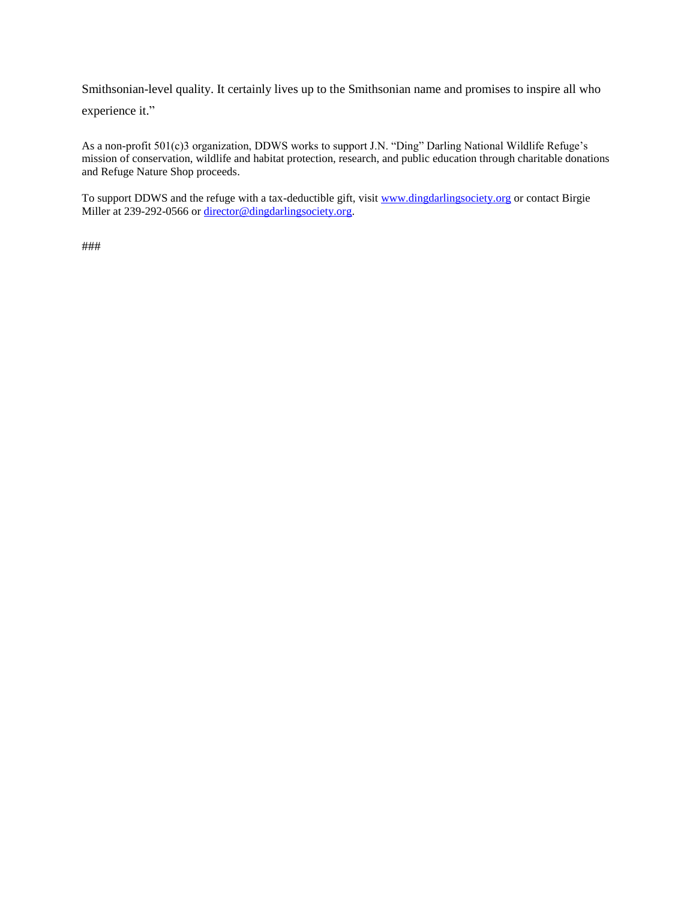Smithsonian-level quality. It certainly lives up to the Smithsonian name and promises to inspire all who experience it."

As a non-profit 501(c)3 organization, DDWS works to support J.N. "Ding" Darling National Wildlife Refuge's mission of conservation, wildlife and habitat protection, research, and public education through charitable donations and Refuge Nature Shop proceeds.

To support DDWS and the refuge with a tax-deductible gift, visit www.dingdarlingsociety.org or contact Birgie Miller at 239-292-0566 or director@dingdarlingsociety.org.

###